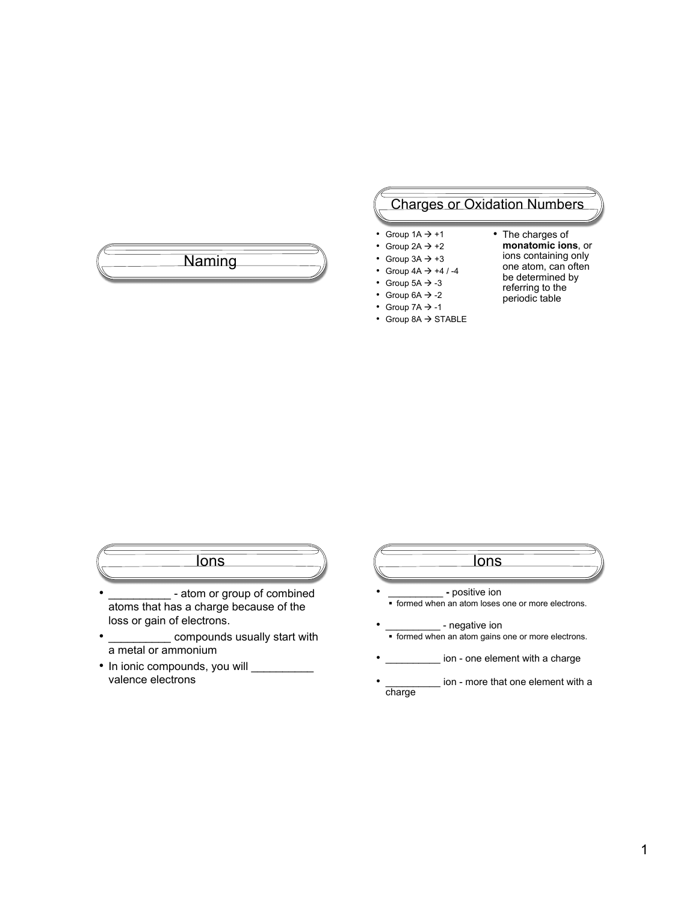## Naming

## Charges or Oxidation Numbers

- Group 1A → +1
- Group 2A → +2
- Group 3A → +3
- Group 4A → +4 / -4
- Group 5A → -3
- Group 6A → -2
- Group 7A → -1
- Group 8A → STABLE

- The charges of **monatomic ions**, or ions containing only one atom, can often be determined by referring to the periodic table

## Ions

- __________ - atom or group of combined atoms that has a charge because of the loss or gain of electrons.
- __________ compounds usually start with a metal or ammonium
- In ionic compounds, you will __________ valence electrons

## Ions

- __________ **-** positive ion
  - formed when an atom loses one or more electrons.
- __________ - negative ion
  - formed when an atom gains one or more electrons.
- __________ ion - one element with a charge
- __________ ion - more that one element with a charge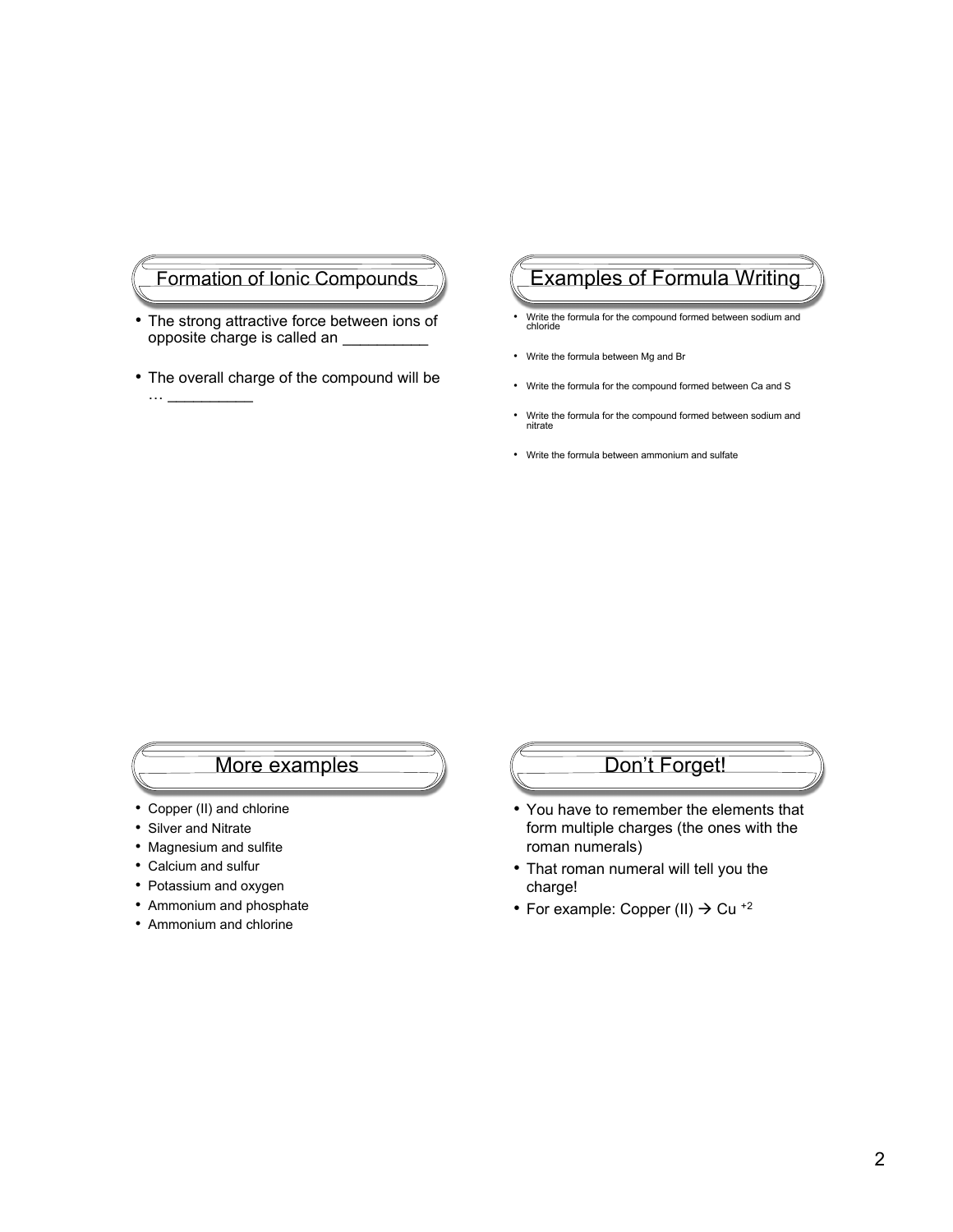## Formation of Ionic Compounds

- The strong attractive force between ions of opposite charge is called an __________
- The overall charge of the compound will be … __________

## Examples of Formula Writing

- Write the formula for the compound formed between sodium and chloride
- Write the formula between Mg and Br
- Write the formula for the compound formed between Ca and S
- Write the formula for the compound formed between sodium and nitrate
- Write the formula between ammonium and sulfate

## More examples

- Copper (II) and chlorine
- Silver and Nitrate
- Magnesium and sulfite
- Calcium and sulfur
- Potassium and oxygen
- Ammonium and phosphate
- Ammonium and chlorine

## Don't Forget!

- You have to remember the elements that form multiple charges (the ones with the roman numerals)
- That roman numeral will tell you the charge!
- For example: Copper (II) → $Cu^{+2}$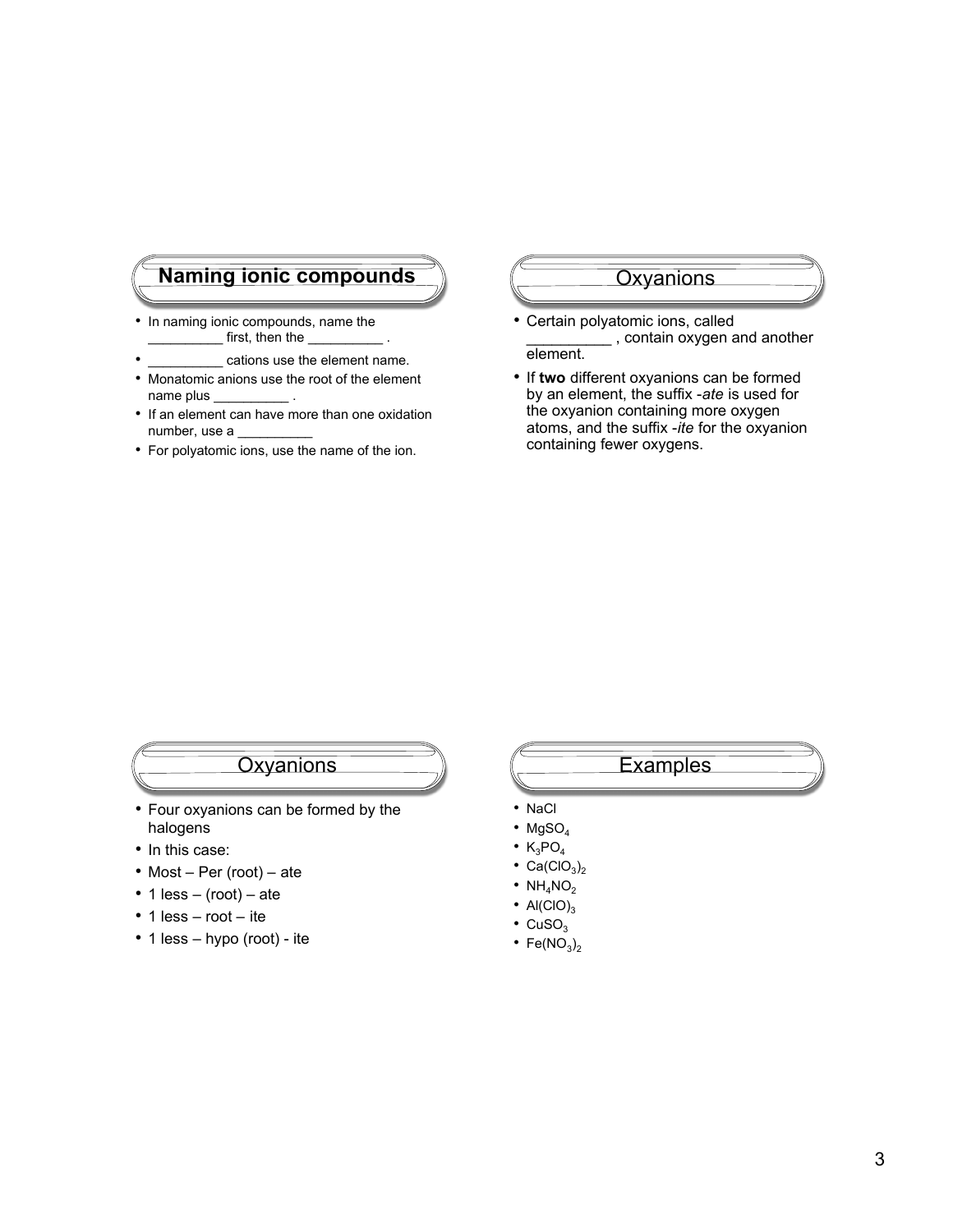## Naming ionic compounds

- In naming ionic compounds, name the __________ first, then the __________ .
- __________ cations use the element name.
- Monatomic anions use the root of the element name plus __________ .
- If an element can have more than one oxidation number, use a __________
- For polyatomic ions, use the name of the ion.

## Oxyanions

- Certain polyatomic ions, called __________ , contain oxygen and another element.
- If **two** different oxyanions can be formed by an element, the suffix -*ate* is used for the oxyanion containing more oxygen atoms, and the suffix -*ite* for the oxyanion containing fewer oxygens.

## Oxyanions

- Four oxyanions can be formed by the halogens
- In this case:
- Most – Per (root) – ate
- 1 less – (root) – ate
- 1 less – root – ite
- 1 less – hypo (root) - ite

## Examples

- $NaCl$
- $MgSO_4$
- $K_3PO_4$
- $Ca(ClO_3)_2$
- $NH_4NO_2$
- $Al(ClO)_3$
- $CuSO_3$
- $Fe(NO_3)_2$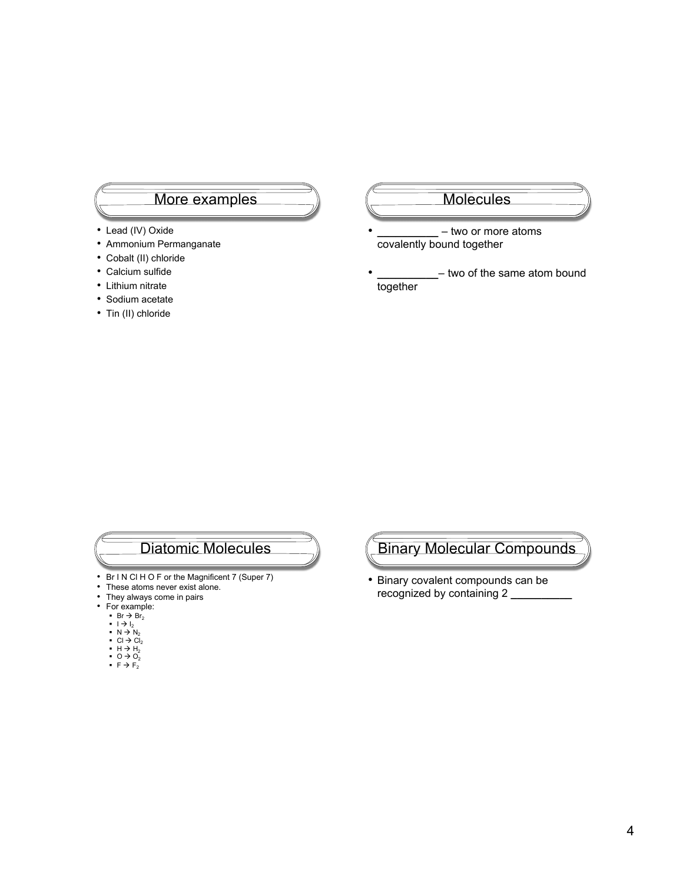## More examples

- Lead (IV) Oxide
- Ammonium Permanganate
- Cobalt (II) chloride
- Calcium sulfide
- Lithium nitrate
- Sodium acetate
- Tin (II) chloride

## Molecules

- _________ – two or more atoms covalently bound together
- _________– two of the same atom bound together

## Diatomic Molecules

- Br I N Cl H O F or the Magnificent 7 (Super 7)
- These atoms never exist alone.
- They always come in pairs
- For example:
  - Br → $Br_2$
  - I → $I_2$
  - N → $N_2$
  - Cl → $Cl_2$
  - H → $H_2$
  - O → $O_2$
  - F → $F_2$

## Binary Molecular Compounds

- Binary covalent compounds can be recognized by containing 2 _________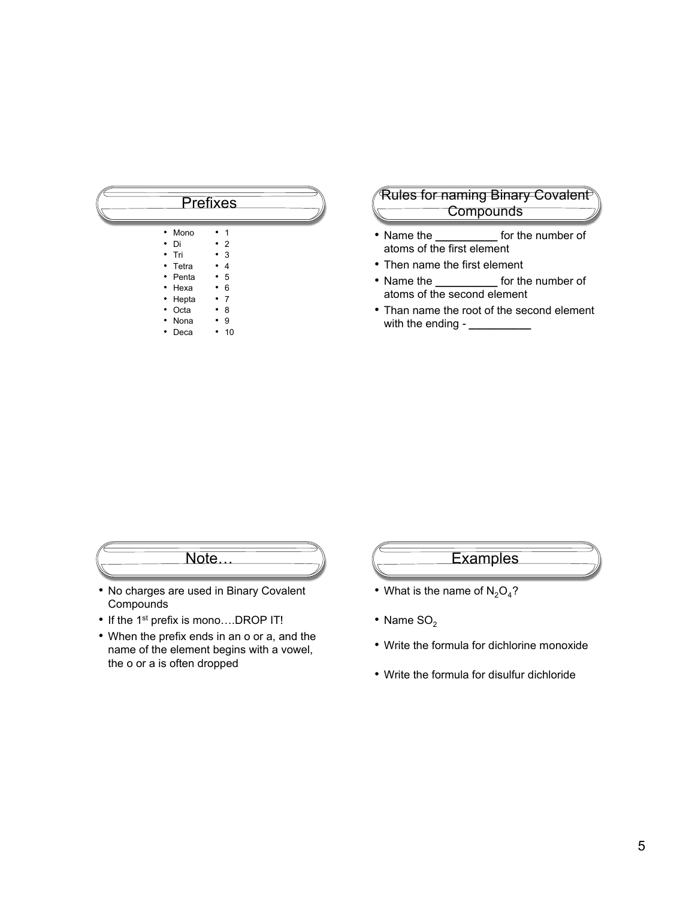## Prefixes

| | |
|---|---|
| Mono | 1 |
| Di | 2 |
| Tri | 3 |
| Tetra | 4 |
| Penta | 5 |
| Hexa | 6 |
| Hepta | 7 |
| Octa | 8 |
| Nona | 9 |
| Deca | 10 |

## Rules for naming Binary Covalent Compounds

- Name the __________ for the number of atoms of the first element
- Then name the first element
- Name the __________ for the number of atoms of the second element
- Than name the root of the second element with the ending - __________

## Note…

- No charges are used in Binary Covalent Compounds
- If the 1st prefix is mono….DROP IT!
- When the prefix ends in an o or a, and the name of the element begins with a vowel, the o or a is often dropped

## Examples

- What is the name of $N_2O_4$?
- Name $SO_2$
- Write the formula for dichlorine monoxide
- Write the formula for disulfur dichloride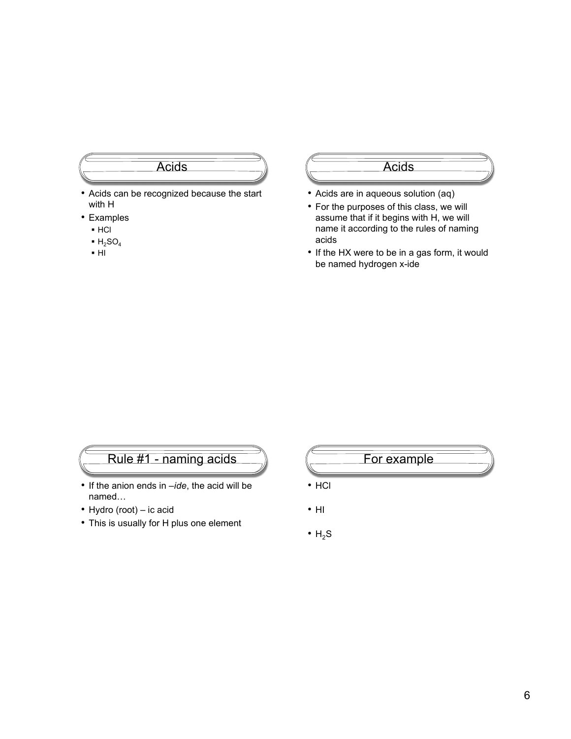## Acids

- Acids can be recognized because the start with H
- Examples
  - HCl
  - $H_2SO_4$
  - HI

## Acids

- Acids are in aqueous solution (aq)
- For the purposes of this class, we will assume that if it begins with H, we will name it according to the rules of naming acids
- If the HX were to be in a gas form, it would be named hydrogen x-ide

## Rule #1 - naming acids

- If the anion ends in *–ide*, the acid will be named…
- Hydro (root) – ic acid
- This is usually for H plus one element

## For example

- HCl
- HI
- $H_2S$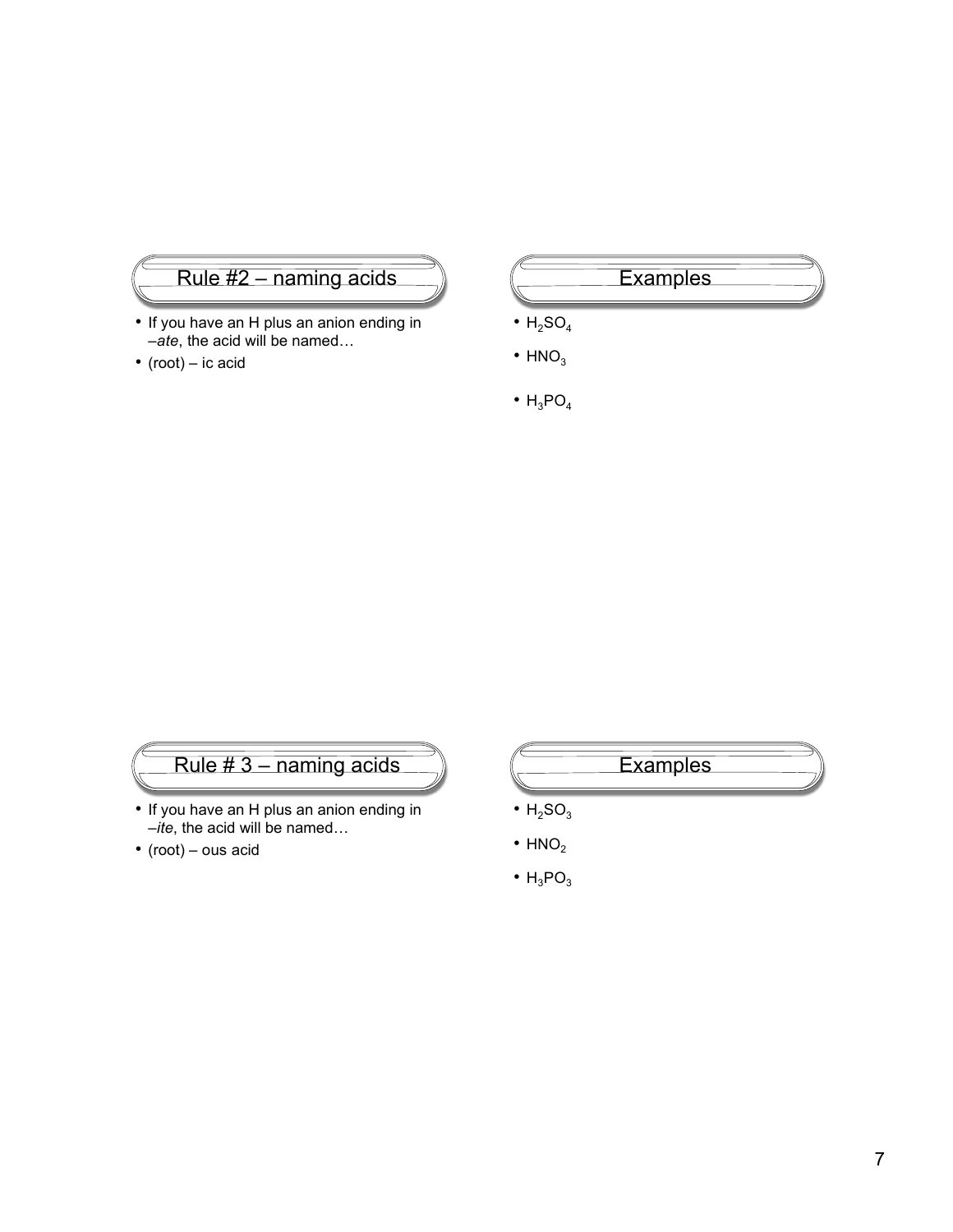## Rule #2 – naming acids

- If you have an H plus an anion ending in –*ate*, the acid will be named…
- (root) – ic acid

## Examples

- $H_2SO_4$
- $HNO_3$
- $H_3PO_4$

## Rule # 3 – naming acids

- If you have an H plus an anion ending in –*ite*, the acid will be named…
- (root) – ous acid

## Examples

- $H_2SO_3$
- $HNO_2$
- $H_3PO_3$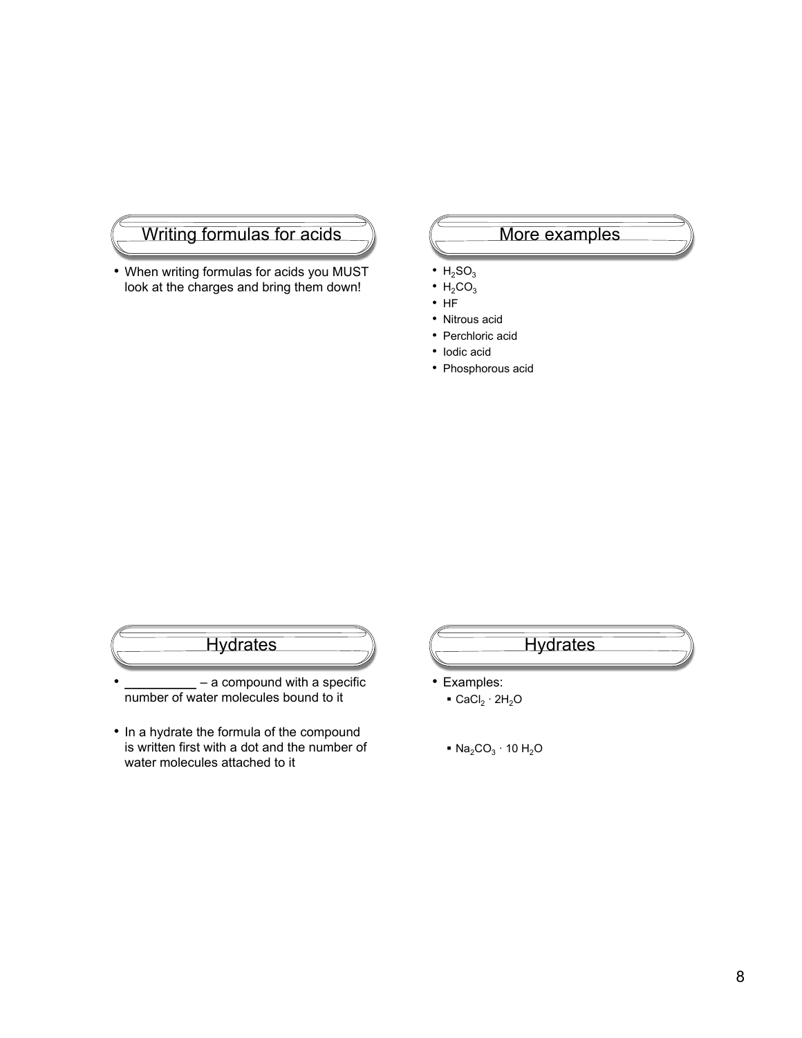## Writing formulas for acids

- When writing formulas for acids you MUST look at the charges and bring them down!

## More examples

- $H_2SO_3$
- $H_2CO_3$
- HF
- Nitrous acid
- Perchloric acid
- Iodic acid
- Phosphorous acid

## Hydrates

- __________ – a compound with a specific number of water molecules bound to it
- In a hydrate the formula of the compound is written first with a dot and the number of water molecules attached to it

## Hydrates

- Examples:
  - $CaCl_2 \cdot 2H_2O$
  - $Na_2CO_3 \cdot 10\ H_2O$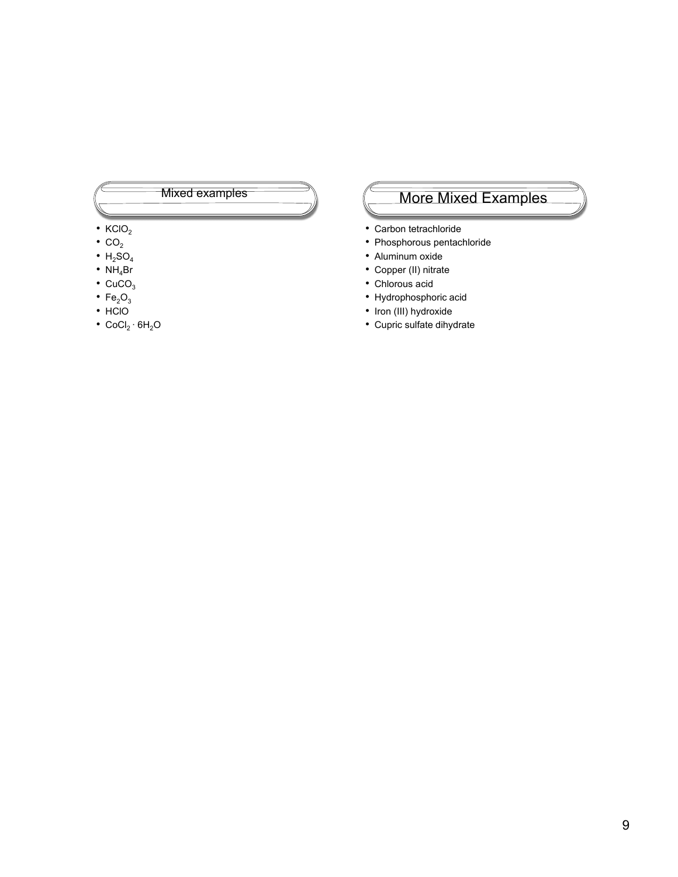## Mixed examples

- $KClO_2$
- $CO_2$
- $H_2SO_4$
- $NH_4Br$
- $CuCO_3$
- $Fe_2O_3$
- $HClO$
- $CoCl_2 \cdot 6H_2O$

## More Mixed Examples

- Carbon tetrachloride
- Phosphorous pentachloride
- Aluminum oxide
- Copper (II) nitrate
- Chlorous acid
- Hydrophosphoric acid
- Iron (III) hydroxide
- Cupric sulfate dihydrate